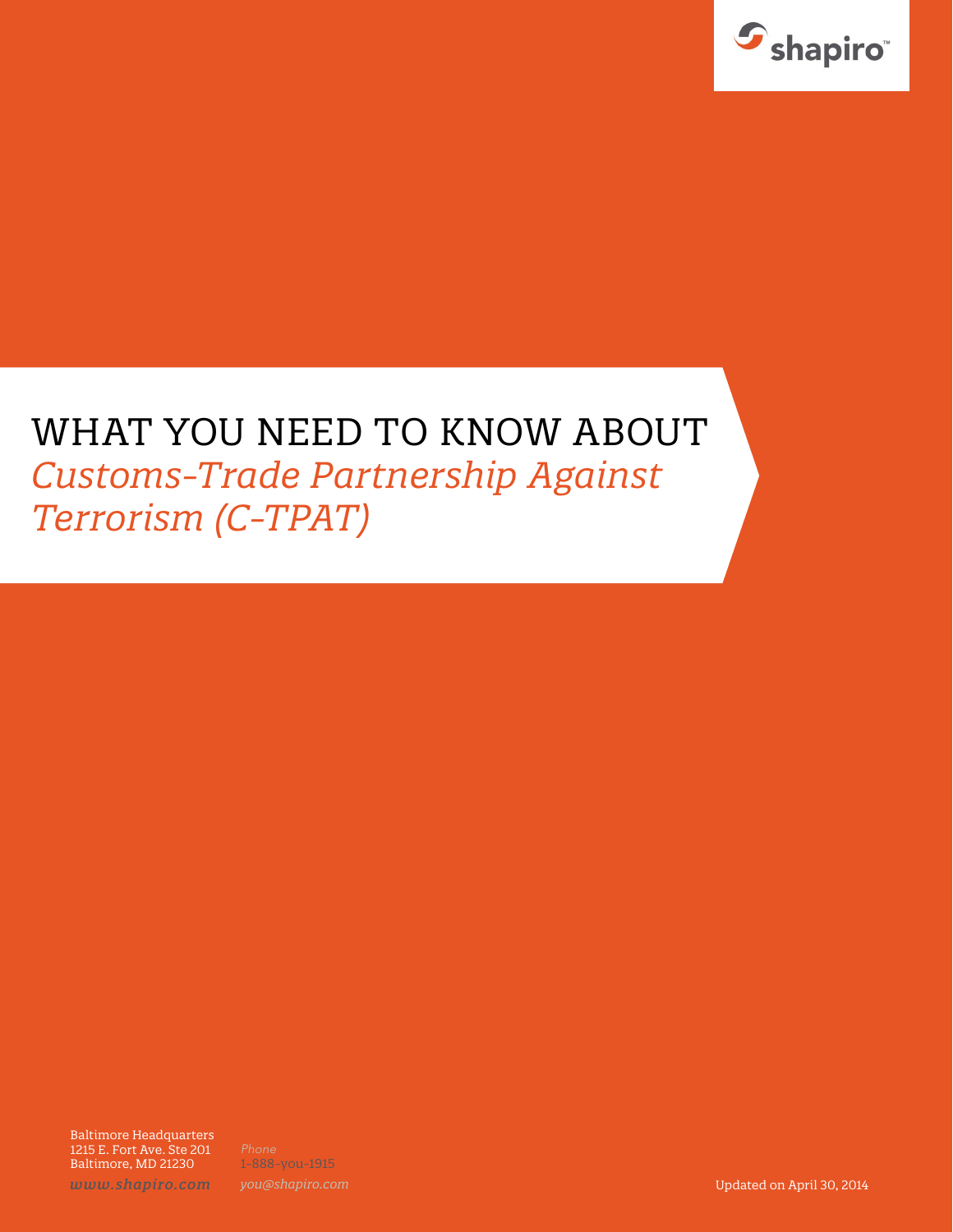shapiro™

# WHAT YOU NEED TO KNOW ABOUT *Customs-Trade Partnership Against Terrorism (C-TPAT)*

Baltimore Headquarters
1215 E. Fort Ave. Ste 201
Baltimore, MD 21230

*www.shapiro.com*

*Phone*
1-888-you-1915
*you@shapiro.com*

Updated on April 30, 2014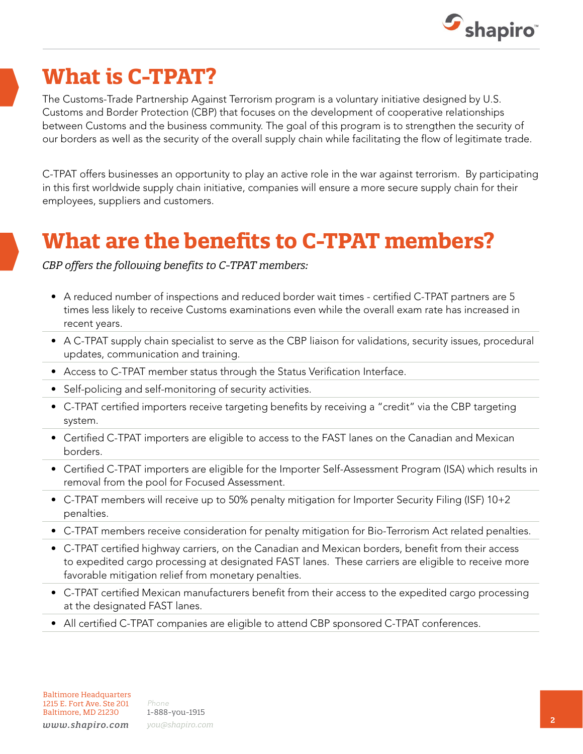# What is C-TPAT?

The Customs-Trade Partnership Against Terrorism program is a voluntary initiative designed by U.S. Customs and Border Protection (CBP) that focuses on the development of cooperative relationships between Customs and the business community. The goal of this program is to strengthen the security of our borders as well as the security of the overall supply chain while facilitating the flow of legitimate trade.

C-TPAT offers businesses an opportunity to play an active role in the war against terrorism. By participating in this first worldwide supply chain initiative, companies will ensure a more secure supply chain for their employees, suppliers and customers.

# What are the benefits to C-TPAT members?

*CBP offers the following benefits to C-TPAT members:*

- A reduced number of inspections and reduced border wait times - certified C-TPAT partners are 5 times less likely to receive Customs examinations even while the overall exam rate has increased in recent years.
- A C-TPAT supply chain specialist to serve as the CBP liaison for validations, security issues, procedural updates, communication and training.
- Access to C-TPAT member status through the Status Verification Interface.
- Self-policing and self-monitoring of security activities.
- C-TPAT certified importers receive targeting benefits by receiving a "credit" via the CBP targeting system.
- Certified C-TPAT importers are eligible to access to the FAST lanes on the Canadian and Mexican borders.
- Certified C-TPAT importers are eligible for the Importer Self-Assessment Program (ISA) which results in removal from the pool for Focused Assessment.
- C-TPAT members will receive up to 50% penalty mitigation for Importer Security Filing (ISF) 10+2 penalties.
- C-TPAT members receive consideration for penalty mitigation for Bio-Terrorism Act related penalties.
- C-TPAT certified highway carriers, on the Canadian and Mexican borders, benefit from their access to expedited cargo processing at designated FAST lanes. These carriers are eligible to receive more favorable mitigation relief from monetary penalties.
- C-TPAT certified Mexican manufacturers benefit from their access to the expedited cargo processing at the designated FAST lanes.
- All certified C-TPAT companies are eligible to attend CBP sponsored C-TPAT conferences.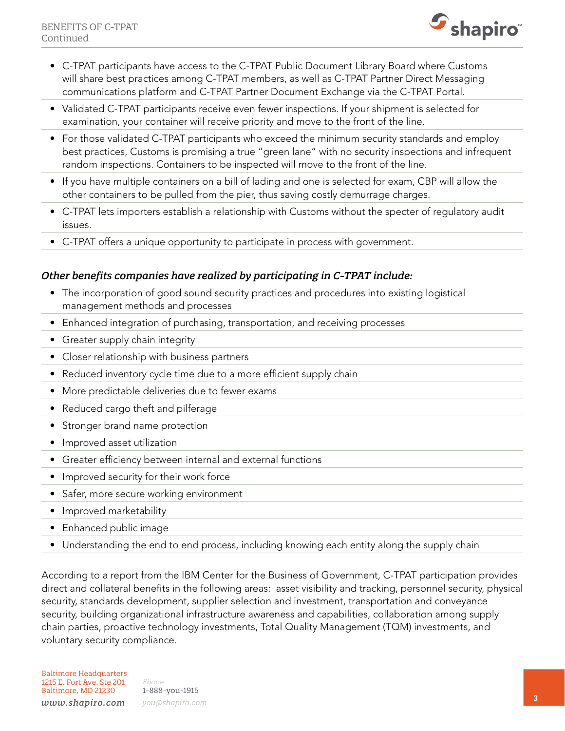- C-TPAT participants have access to the C-TPAT Public Document Library Board where Customs will share best practices among C-TPAT members, as well as C-TPAT Partner Direct Messaging communications platform and C-TPAT Partner Document Exchange via the C-TPAT Portal.
- Validated C-TPAT participants receive even fewer inspections. If your shipment is selected for examination, your container will receive priority and move to the front of the line.
- For those validated C-TPAT participants who exceed the minimum security standards and employ best practices, Customs is promising a true "green lane" with no security inspections and infrequent random inspections. Containers to be inspected will move to the front of the line.
- If you have multiple containers on a bill of lading and one is selected for exam, CBP will allow the other containers to be pulled from the pier, thus saving costly demurrage charges.
- C-TPAT lets importers establish a relationship with Customs without the specter of regulatory audit issues.
- C-TPAT offers a unique opportunity to participate in process with government.

***Other benefits companies have realized by participating in C-TPAT include:***

- The incorporation of good sound security practices and procedures into existing logistical management methods and processes
- Enhanced integration of purchasing, transportation, and receiving processes
- Greater supply chain integrity
- Closer relationship with business partners
- Reduced inventory cycle time due to a more efficient supply chain
- More predictable deliveries due to fewer exams
- Reduced cargo theft and pilferage
- Stronger brand name protection
- Improved asset utilization
- Greater efficiency between internal and external functions
- Improved security for their work force
- Safer, more secure working environment
- Improved marketability
- Enhanced public image
- Understanding the end to end process, including knowing each entity along the supply chain

According to a report from the IBM Center for the Business of Government, C-TPAT participation provides direct and collateral benefits in the following areas: asset visibility and tracking, personnel security, physical security, standards development, supplier selection and investment, transportation and conveyance security, building organizational infrastructure awareness and capabilities, collaboration among supply chain parties, proactive technology investments, Total Quality Management (TQM) investments, and voluntary security compliance.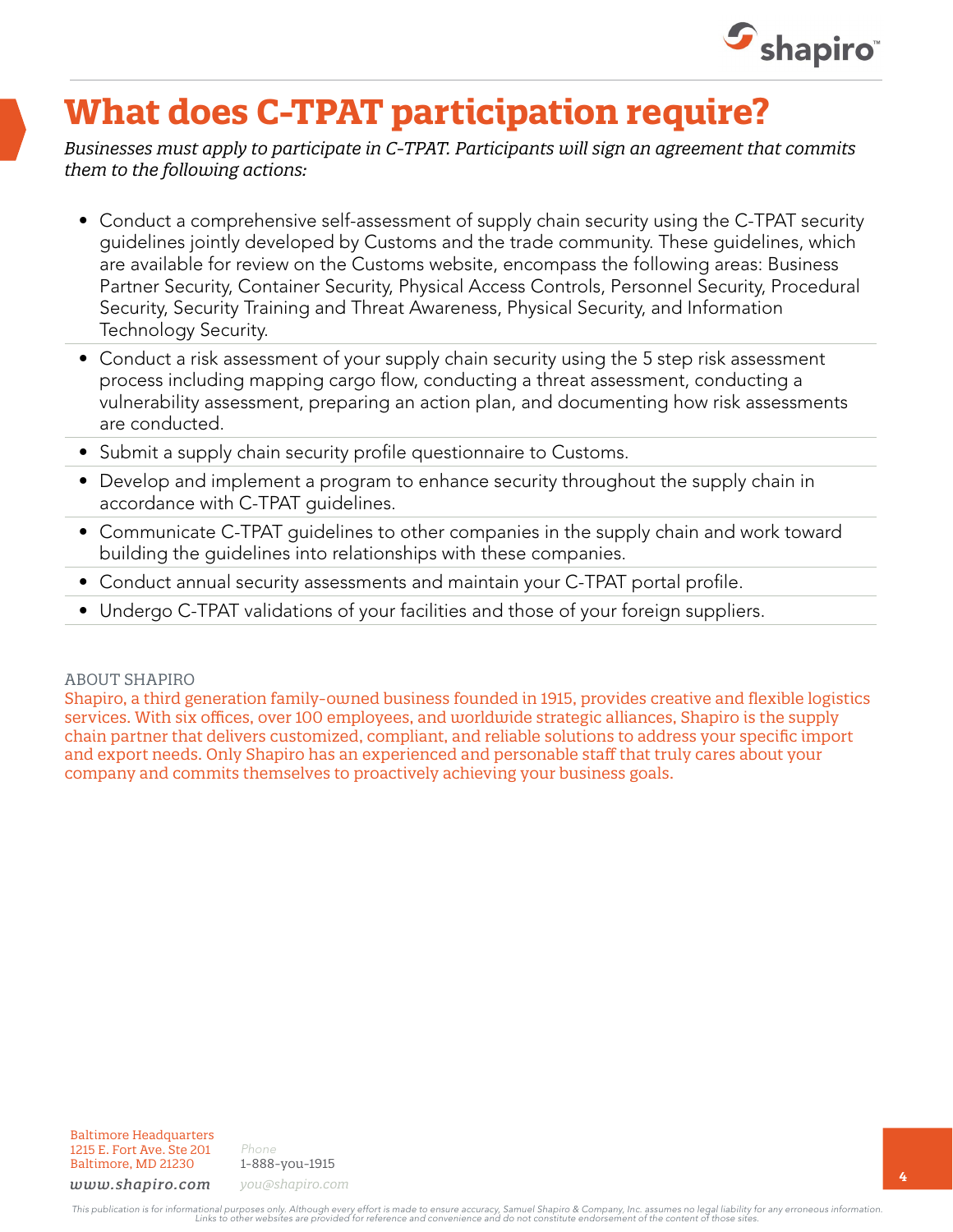# What does C-TPAT participation require?

*Businesses must apply to participate in C-TPAT. Participants will sign an agreement that commits them to the following actions:*

- Conduct a comprehensive self-assessment of supply chain security using the C-TPAT security guidelines jointly developed by Customs and the trade community. These guidelines, which are available for review on the Customs website, encompass the following areas: Business Partner Security, Container Security, Physical Access Controls, Personnel Security, Procedural Security, Security Training and Threat Awareness, Physical Security, and Information Technology Security.
- Conduct a risk assessment of your supply chain security using the 5 step risk assessment process including mapping cargo flow, conducting a threat assessment, conducting a vulnerability assessment, preparing an action plan, and documenting how risk assessments are conducted.
- Submit a supply chain security profile questionnaire to Customs.
- Develop and implement a program to enhance security throughout the supply chain in accordance with C-TPAT guidelines.
- Communicate C-TPAT guidelines to other companies in the supply chain and work toward building the guidelines into relationships with these companies.
- Conduct annual security assessments and maintain your C-TPAT portal profile.
- Undergo C-TPAT validations of your facilities and those of your foreign suppliers.

ABOUT SHAPIRO

Shapiro, a third generation family-owned business founded in 1915, provides creative and flexible logistics services. With six offices, over 100 employees, and worldwide strategic alliances, Shapiro is the supply chain partner that delivers customized, compliant, and reliable solutions to address your specific import and export needs. Only Shapiro has an experienced and personable staff that truly cares about your company and commits themselves to proactively achieving your business goals.

Baltimore Headquarters
1215 E. Fort Ave. Ste 201
Baltimore, MD 21230

Phone
1-888-you-1915

www.shapiro.com

you@shapiro.com

*This publication is for informational purposes only. Although every effort is made to ensure accuracy, Samuel Shapiro & Company, Inc. assumes no legal liability for any erroneous information. Links to other websites are provided for reference and convenience and do not constitute endorsement of the content of those sites.*